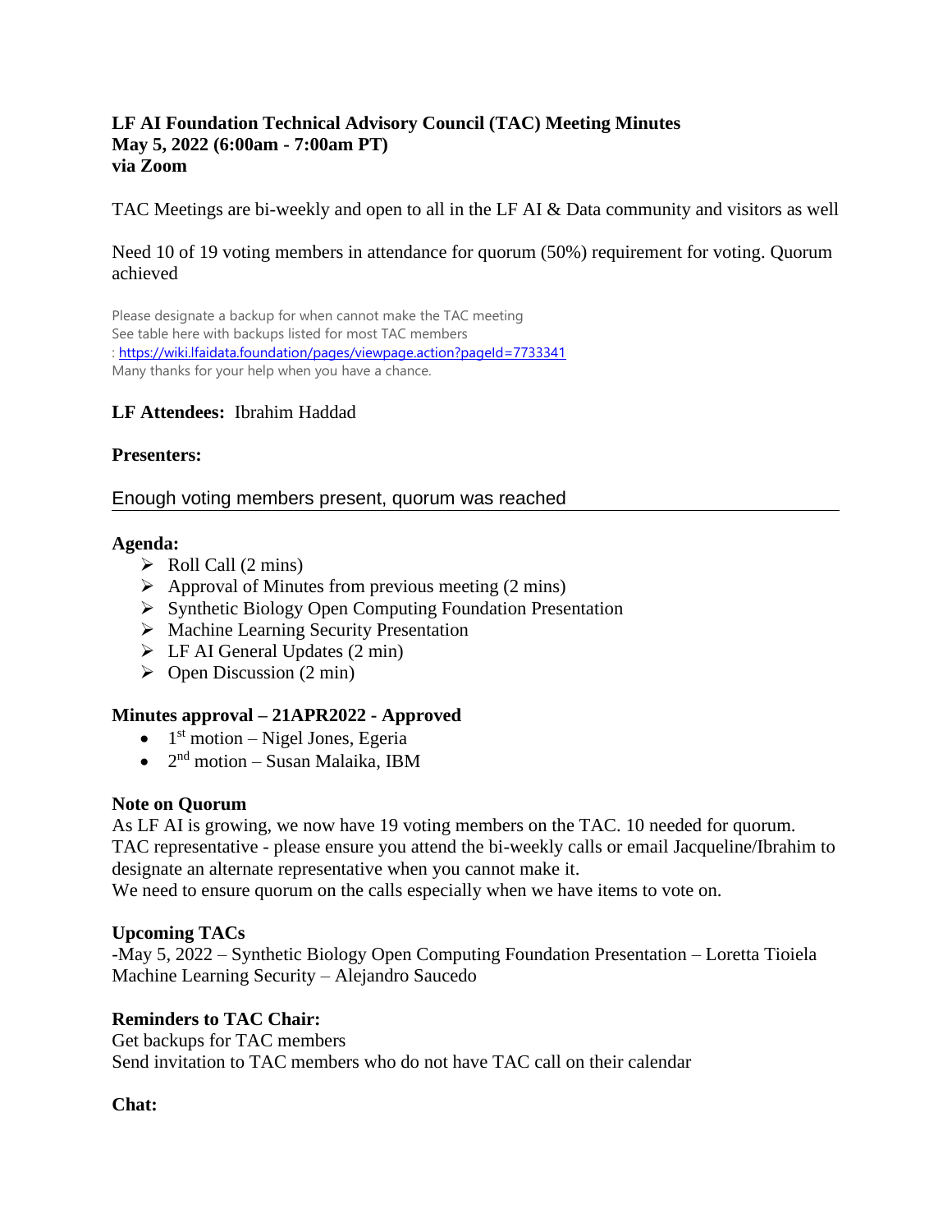**LF AI Foundation Technical Advisory Council (TAC) Meeting Minutes**
**May 5, 2022 (6:00am - 7:00am PT)**
**via Zoom**

TAC Meetings are bi-weekly and open to all in the LF AI & Data community and visitors as well

Need 10 of 19 voting members in attendance for quorum (50%) requirement for voting. Quorum achieved

Please designate a backup for when cannot make the TAC meeting
See table here with backups listed for most TAC members
: https://wiki.lfaidata.foundation/pages/viewpage.action?pageId=7733341
Many thanks for your help when you have a chance.

**LF Attendees:** Ibrahim Haddad

**Presenters:**

Enough voting members present, quorum was reached

---

**Agenda:**

- Roll Call (2 mins)
- Approval of Minutes from previous meeting (2 mins)
- Synthetic Biology Open Computing Foundation Presentation
- Machine Learning Security Presentation
- LF AI General Updates (2 min)
- Open Discussion (2 min)

**Minutes approval – 21APR2022 - Approved**

- 1st motion – Nigel Jones, Egeria
- 2nd motion – Susan Malaika, IBM

**Note on Quorum**
As LF AI is growing, we now have 19 voting members on the TAC. 10 needed for quorum.
TAC representative - please ensure you attend the bi-weekly calls or email Jacqueline/Ibrahim to designate an alternate representative when you cannot make it.
We need to ensure quorum on the calls especially when we have items to vote on.

**Upcoming TACs**
-May 5, 2022 – Synthetic Biology Open Computing Foundation Presentation – Loretta Tioiela
Machine Learning Security – Alejandro Saucedo

**Reminders to TAC Chair:**
Get backups for TAC members
Send invitation to TAC members who do not have TAC call on their calendar

**Chat:**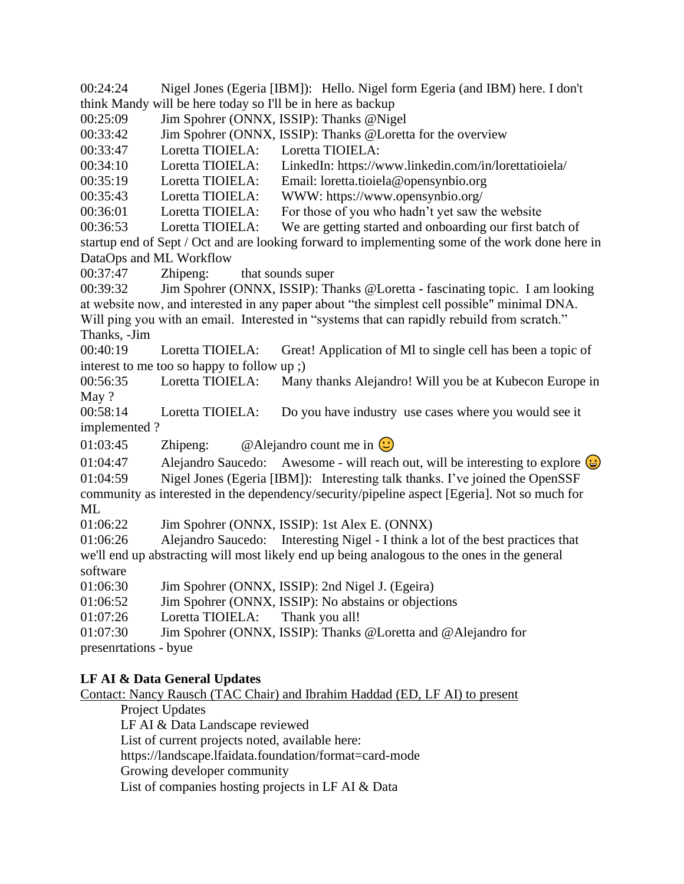00:24:24	Nigel Jones (Egeria [IBM]):	Hello. Nigel form Egeria (and IBM) here. I don't think Mandy will be here today so I'll be in here as backup

00:25:09	Jim Spohrer (ONNX, ISSIP): Thanks @Nigel

00:33:42	Jim Spohrer (ONNX, ISSIP): Thanks @Loretta for the overview

00:33:47	Loretta TIOIELA:	Loretta TIOIELA:

00:34:10	Loretta TIOIELA:	LinkedIn: https://www.linkedin.com/in/lorettatioiela/

00:35:19	Loretta TIOIELA:	Email: loretta.tioiela@opensynbio.org

00:35:43	Loretta TIOIELA:	WWW: https://www.opensynbio.org/

00:36:01	Loretta TIOIELA:	For those of you who hadn't yet saw the website

00:36:53	Loretta TIOIELA:	We are getting started and onboarding our first batch of startup end of Sept / Oct and are looking forward to implementing some of the work done here in DataOps and ML Workflow

00:37:47	Zhipeng:	that sounds super

00:39:32	Jim Spohrer (ONNX, ISSIP): Thanks @Loretta - fascinating topic. I am looking at website now, and interested in any paper about "the simplest cell possible" minimal DNA. Will ping you with an email. Interested in "systems that can rapidly rebuild from scratch." Thanks, -Jim

00:40:19	Loretta TIOIELA:	Great! Application of Ml to single cell has been a topic of interest to me too so happy to follow up ;)

00:56:35	Loretta TIOIELA:	Many thanks Alejandro! Will you be at Kubecon Europe in May ?

00:58:14	Loretta TIOIELA:	Do you have industry use cases where you would see it implemented ?

01:03:45	Zhipeng:	@Alejandro count me in 🙂

01:04:47	Alejandro Saucedo:	Awesome - will reach out, will be interesting to explore 😀

01:04:59	Nigel Jones (Egeria [IBM]):	Interesting talk thanks. I've joined the OpenSSF community as interested in the dependency/security/pipeline aspect [Egeria]. Not so much for ML

01:06:22	Jim Spohrer (ONNX, ISSIP): 1st Alex E. (ONNX)

01:06:26	Alejandro Saucedo:	Interesting Nigel - I think a lot of the best practices that we'll end up abstracting will most likely end up being analogous to the ones in the general software

01:06:30	Jim Spohrer (ONNX, ISSIP): 2nd Nigel J. (Egeira)

01:06:52	Jim Spohrer (ONNX, ISSIP): No abstains or objections

01:07:26	Loretta TIOIELA:	Thank you all!

01:07:30	Jim Spohrer (ONNX, ISSIP): Thanks @Loretta and @Alejandro for presenrtations - byue

**LF AI & Data General Updates**

Contact: Nancy Rausch (TAC Chair) and Ibrahim Haddad (ED, LF AI) to present

- Project Updates
- LF AI & Data Landscape reviewed
- List of current projects noted, available here: https://landscape.lfaidata.foundation/format=card-mode
- Growing developer community
- List of companies hosting projects in LF AI & Data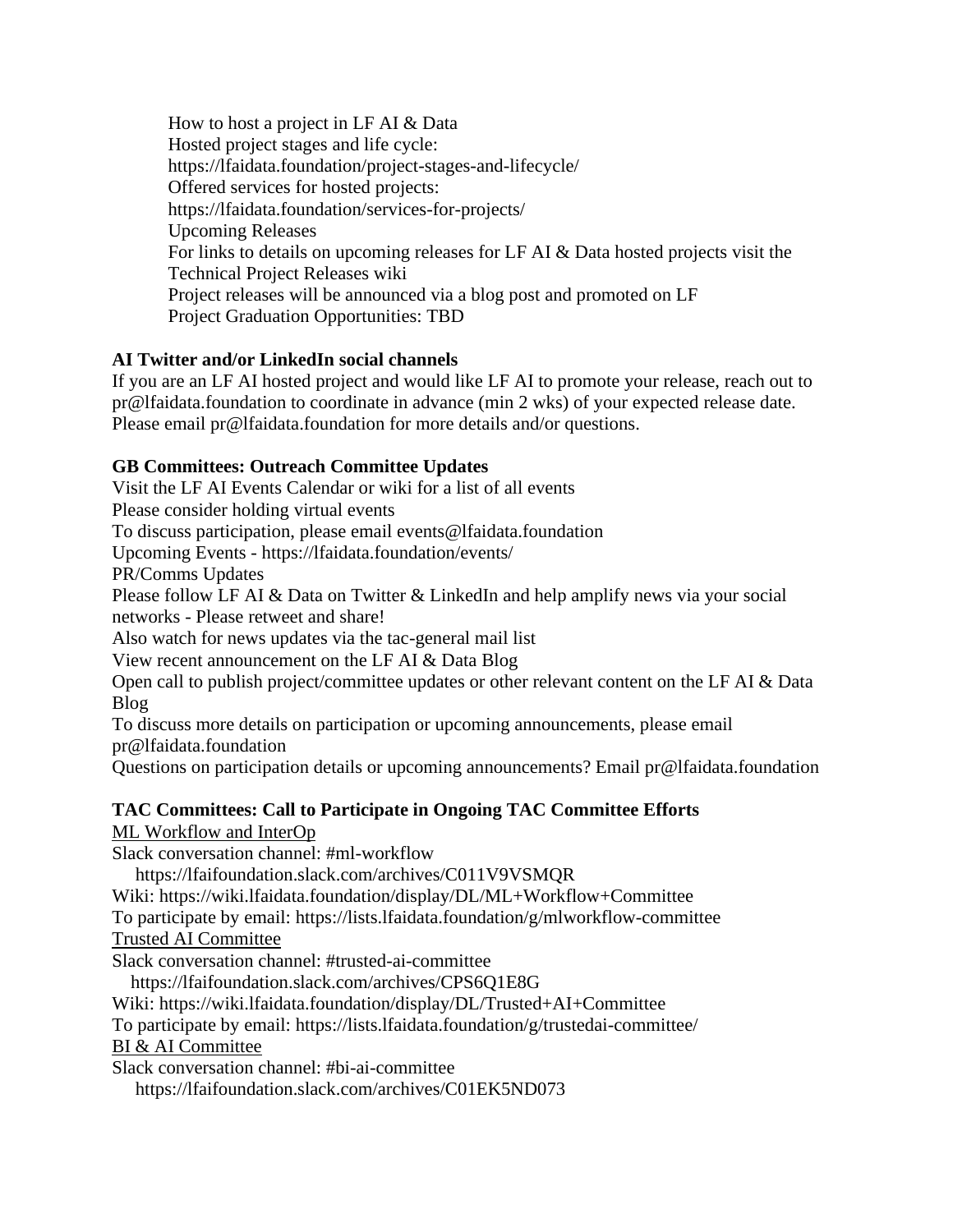How to host a project in LF AI & Data
Hosted project stages and life cycle:
https://lfaidata.foundation/project-stages-and-lifecycle/
Offered services for hosted projects:
https://lfaidata.foundation/services-for-projects/
Upcoming Releases
For links to details on upcoming releases for LF AI & Data hosted projects visit the Technical Project Releases wiki
Project releases will be announced via a blog post and promoted on LF
Project Graduation Opportunities: TBD

**AI Twitter and/or LinkedIn social channels**

If you are an LF AI hosted project and would like LF AI to promote your release, reach out to pr@lfaidata.foundation to coordinate in advance (min 2 wks) of your expected release date.
Please email pr@lfaidata.foundation for more details and/or questions.

**GB Committees: Outreach Committee Updates**

Visit the LF AI Events Calendar or wiki for a list of all events
Please consider holding virtual events
To discuss participation, please email events@lfaidata.foundation
Upcoming Events - https://lfaidata.foundation/events/
PR/Comms Updates
Please follow LF AI & Data on Twitter & LinkedIn and help amplify news via your social networks - Please retweet and share!
Also watch for news updates via the tac-general mail list
View recent announcement on the LF AI & Data Blog
Open call to publish project/committee updates or other relevant content on the LF AI & Data Blog
To discuss more details on participation or upcoming announcements, please email pr@lfaidata.foundation
Questions on participation details or upcoming announcements? Email pr@lfaidata.foundation

**TAC Committees: Call to Participate in Ongoing TAC Committee Efforts**

ML Workflow and InterOp
Slack conversation channel: #ml-workflow
https://lfaifoundation.slack.com/archives/C011V9VSMQR
Wiki: https://wiki.lfaidata.foundation/display/DL/ML+Workflow+Committee
To participate by email: https://lists.lfaidata.foundation/g/mlworkflow-committee
Trusted AI Committee
Slack conversation channel: #trusted-ai-committee
https://lfaifoundation.slack.com/archives/CPS6Q1E8G
Wiki: https://wiki.lfaidata.foundation/display/DL/Trusted+AI+Committee
To participate by email: https://lists.lfaidata.foundation/g/trustedai-committee/
BI & AI Committee
Slack conversation channel: #bi-ai-committee
https://lfaifoundation.slack.com/archives/C01EK5ND073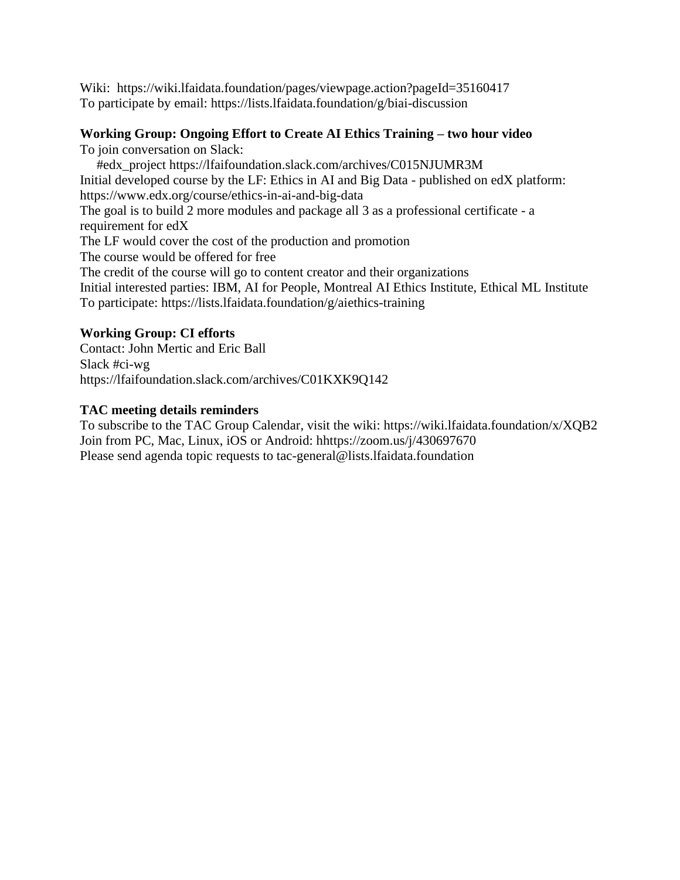Wiki: https://wiki.lfaidata.foundation/pages/viewpage.action?pageId=35160417
To participate by email: https://lists.lfaidata.foundation/g/biai-discussion

**Working Group: Ongoing Effort to Create AI Ethics Training – two hour video**
To join conversation on Slack:
#edx_project https://lfaifoundation.slack.com/archives/C015NJUMR3M
Initial developed course by the LF: Ethics in AI and Big Data - published on edX platform: https://www.edx.org/course/ethics-in-ai-and-big-data
The goal is to build 2 more modules and package all 3 as a professional certificate - a requirement for edX
The LF would cover the cost of the production and promotion
The course would be offered for free
The credit of the course will go to content creator and their organizations
Initial interested parties: IBM, AI for People, Montreal AI Ethics Institute, Ethical ML Institute
To participate: https://lists.lfaidata.foundation/g/aiethics-training

**Working Group: CI efforts**
Contact: John Mertic and Eric Ball
Slack #ci-wg
https://lfaifoundation.slack.com/archives/C01KXK9Q142

**TAC meeting details reminders**
To subscribe to the TAC Group Calendar, visit the wiki: https://wiki.lfaidata.foundation/x/XQB2
Join from PC, Mac, Linux, iOS or Android: hhttps://zoom.us/j/430697670
Please send agenda topic requests to tac-general@lists.lfaidata.foundation